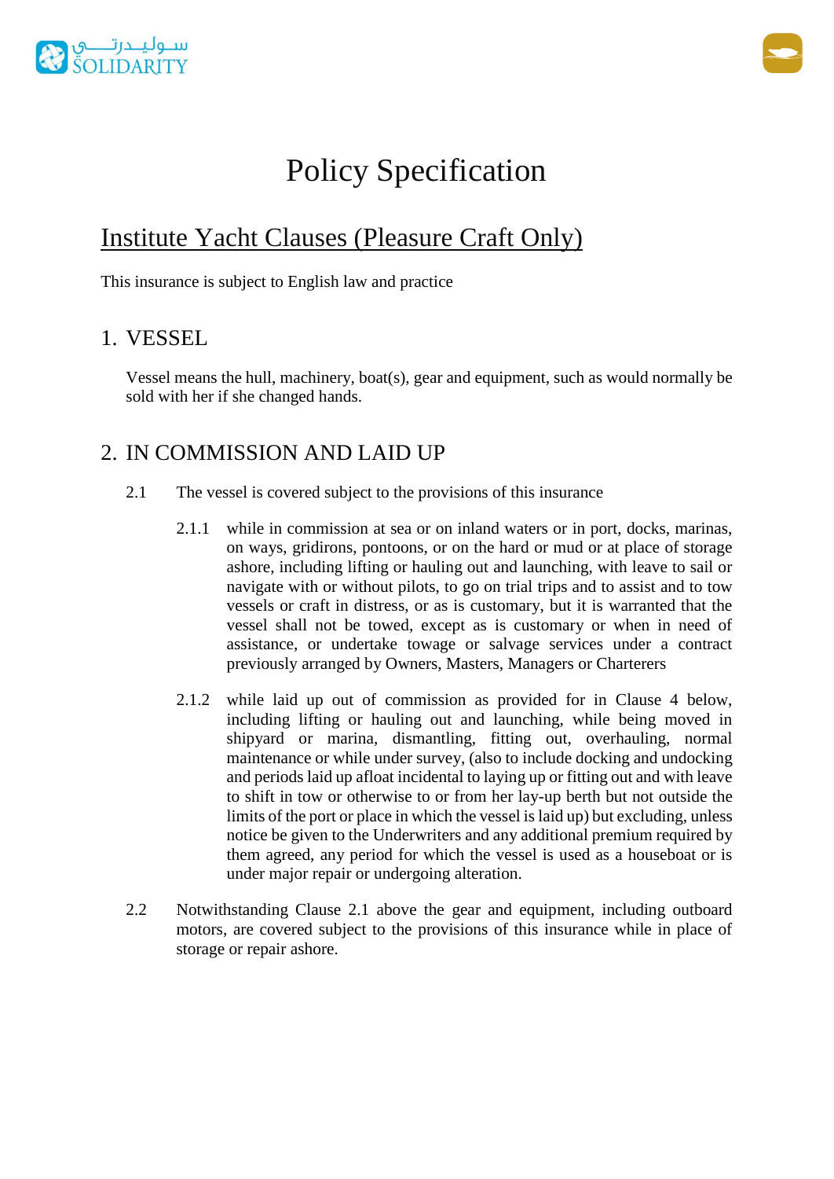# Policy Specification

## Institute Yacht Clauses (Pleasure Craft Only)

This insurance is subject to English law and practice

## 1. VESSEL

Vessel means the hull, machinery, boat(s), gear and equipment, such as would normally be sold with her if she changed hands.

## 2. IN COMMISSION AND LAID UP

2.1 The vessel is covered subject to the provisions of this insurance

2.1.1 while in commission at sea or on inland waters or in port, docks, marinas, on ways, gridirons, pontoons, or on the hard or mud or at place of storage ashore, including lifting or hauling out and launching, with leave to sail or navigate with or without pilots, to go on trial trips and to assist and to tow vessels or craft in distress, or as is customary, but it is warranted that the vessel shall not be towed, except as is customary or when in need of assistance, or undertake towage or salvage services under a contract previously arranged by Owners, Masters, Managers or Charterers

2.1.2 while laid up out of commission as provided for in Clause 4 below, including lifting or hauling out and launching, while being moved in shipyard or marina, dismantling, fitting out, overhauling, normal maintenance or while under survey, (also to include docking and undocking and periods laid up afloat incidental to laying up or fitting out and with leave to shift in tow or otherwise to or from her lay-up berth but not outside the limits of the port or place in which the vessel is laid up) but excluding, unless notice be given to the Underwriters and any additional premium required by them agreed, any period for which the vessel is used as a houseboat or is under major repair or undergoing alteration.

2.2 Notwithstanding Clause 2.1 above the gear and equipment, including outboard motors, are covered subject to the provisions of this insurance while in place of storage or repair ashore.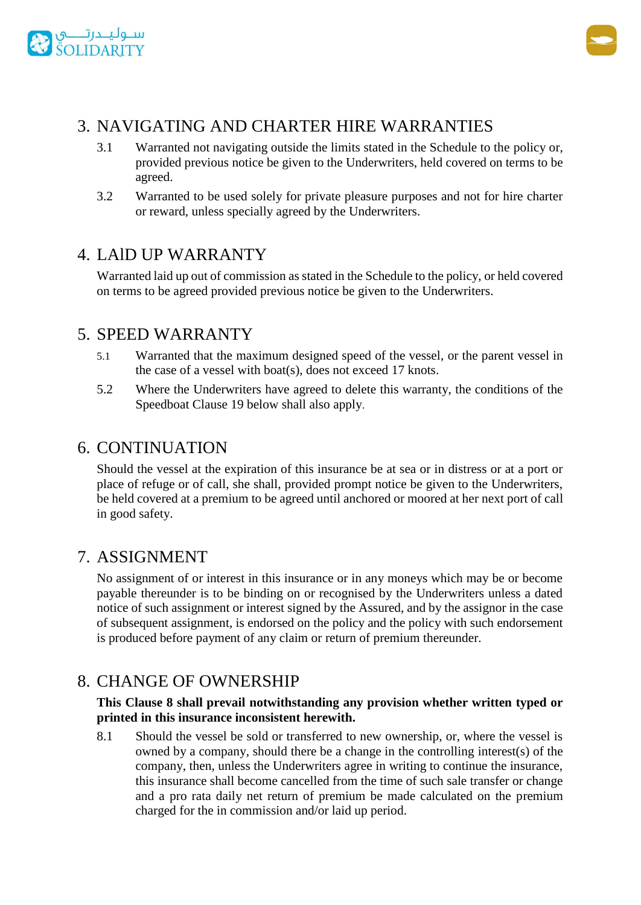## 3. NAVIGATING AND CHARTER HIRE WARRANTIES

3.1 Warranted not navigating outside the limits stated in the Schedule to the policy or, provided previous notice be given to the Underwriters, held covered on terms to be agreed.

3.2 Warranted to be used solely for private pleasure purposes and not for hire charter or reward, unless specially agreed by the Underwriters.

## 4. LAlD UP WARRANTY

Warranted laid up out of commission as stated in the Schedule to the policy, or held covered on terms to be agreed provided previous notice be given to the Underwriters.

## 5. SPEED WARRANTY

5.1 Warranted that the maximum designed speed of the vessel, or the parent vessel in the case of a vessel with boat(s), does not exceed 17 knots.

5.2 Where the Underwriters have agreed to delete this warranty, the conditions of the Speedboat Clause 19 below shall also apply.

## 6. CONTINUATION

Should the vessel at the expiration of this insurance be at sea or in distress or at a port or place of refuge or of call, she shall, provided prompt notice be given to the Underwriters, be held covered at a premium to be agreed until anchored or moored at her next port of call in good safety.

## 7. ASSIGNMENT

No assignment of or interest in this insurance or in any moneys which may be or become payable thereunder is to be binding on or recognised by the Underwriters unless a dated notice of such assignment or interest signed by the Assured, and by the assignor in the case of subsequent assignment, is endorsed on the policy and the policy with such endorsement is produced before payment of any claim or return of premium thereunder.

## 8. CHANGE OF OWNERSHIP

**This Clause 8 shall prevail notwithstanding any provision whether written typed or printed in this insurance inconsistent herewith.**

8.1 Should the vessel be sold or transferred to new ownership, or, where the vessel is owned by a company, should there be a change in the controlling interest(s) of the company, then, unless the Underwriters agree in writing to continue the insurance, this insurance shall become cancelled from the time of such sale transfer or change and a pro rata daily net return of premium be made calculated on the premium charged for the in commission and/or laid up period.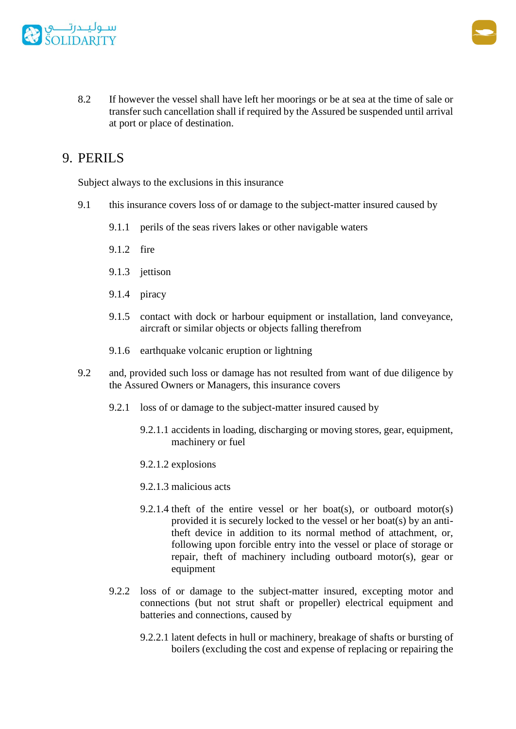8.2 If however the vessel shall have left her moorings or be at sea at the time of sale or transfer such cancellation shall if required by the Assured be suspended until arrival at port or place of destination.

# 9. PERILS

Subject always to the exclusions in this insurance

9.1 this insurance covers loss of or damage to the subject-matter insured caused by

9.1.1 perils of the seas rivers lakes or other navigable waters

9.1.2 fire

9.1.3 jettison

9.1.4 piracy

9.1.5 contact with dock or harbour equipment or installation, land conveyance, aircraft or similar objects or objects falling therefrom

9.1.6 earthquake volcanic eruption or lightning

9.2 and, provided such loss or damage has not resulted from want of due diligence by the Assured Owners or Managers, this insurance covers

9.2.1 loss of or damage to the subject-matter insured caused by

9.2.1.1 accidents in loading, discharging or moving stores, gear, equipment, machinery or fuel

9.2.1.2 explosions

9.2.1.3 malicious acts

9.2.1.4 theft of the entire vessel or her boat(s), or outboard motor(s) provided it is securely locked to the vessel or her boat(s) by an anti-theft device in addition to its normal method of attachment, or, following upon forcible entry into the vessel or place of storage or repair, theft of machinery including outboard motor(s), gear or equipment

9.2.2 loss of or damage to the subject-matter insured, excepting motor and connections (but not strut shaft or propeller) electrical equipment and batteries and connections, caused by

9.2.2.1 latent defects in hull or machinery, breakage of shafts or bursting of boilers (excluding the cost and expense of replacing or repairing the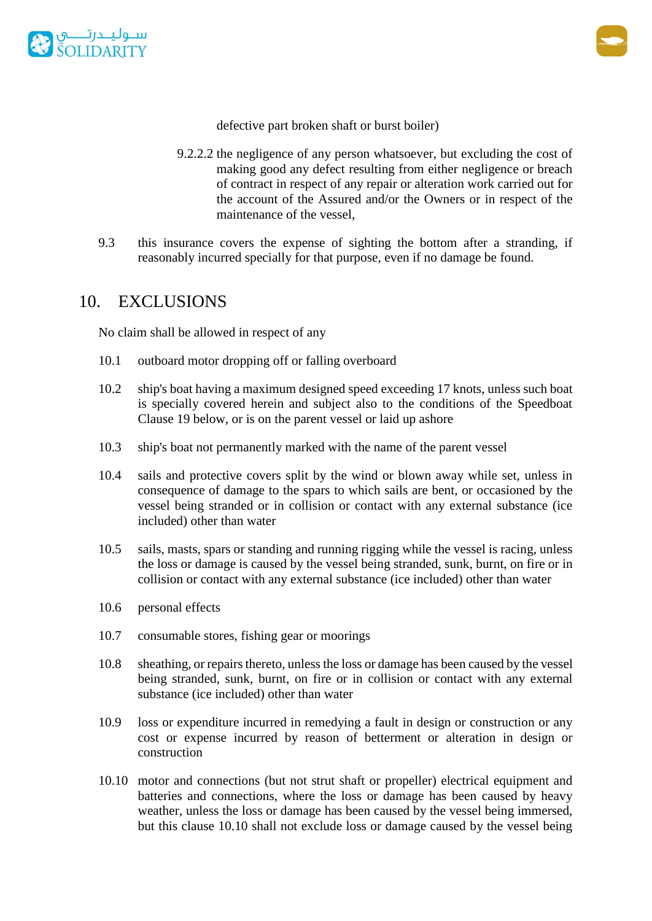defective part broken shaft or burst boiler)

9.2.2.2 the negligence of any person whatsoever, but excluding the cost of making good any defect resulting from either negligence or breach of contract in respect of any repair or alteration work carried out for the account of the Assured and/or the Owners or in respect of the maintenance of the vessel,

9.3 this insurance covers the expense of sighting the bottom after a stranding, if reasonably incurred specially for that purpose, even if no damage be found.

## 10. EXCLUSIONS

No claim shall be allowed in respect of any

10.1 outboard motor dropping off or falling overboard

10.2 ship's boat having a maximum designed speed exceeding 17 knots, unless such boat is specially covered herein and subject also to the conditions of the Speedboat Clause 19 below, or is on the parent vessel or laid up ashore

10.3 ship's boat not permanently marked with the name of the parent vessel

10.4 sails and protective covers split by the wind or blown away while set, unless in consequence of damage to the spars to which sails are bent, or occasioned by the vessel being stranded or in collision or contact with any external substance (ice included) other than water

10.5 sails, masts, spars or standing and running rigging while the vessel is racing, unless the loss or damage is caused by the vessel being stranded, sunk, burnt, on fire or in collision or contact with any external substance (ice included) other than water

10.6 personal effects

10.7 consumable stores, fishing gear or moorings

10.8 sheathing, or repairs thereto, unless the loss or damage has been caused by the vessel being stranded, sunk, burnt, on fire or in collision or contact with any external substance (ice included) other than water

10.9 loss or expenditure incurred in remedying a fault in design or construction or any cost or expense incurred by reason of betterment or alteration in design or construction

10.10 motor and connections (but not strut shaft or propeller) electrical equipment and batteries and connections, where the loss or damage has been caused by heavy weather, unless the loss or damage has been caused by the vessel being immersed, but this clause 10.10 shall not exclude loss or damage caused by the vessel being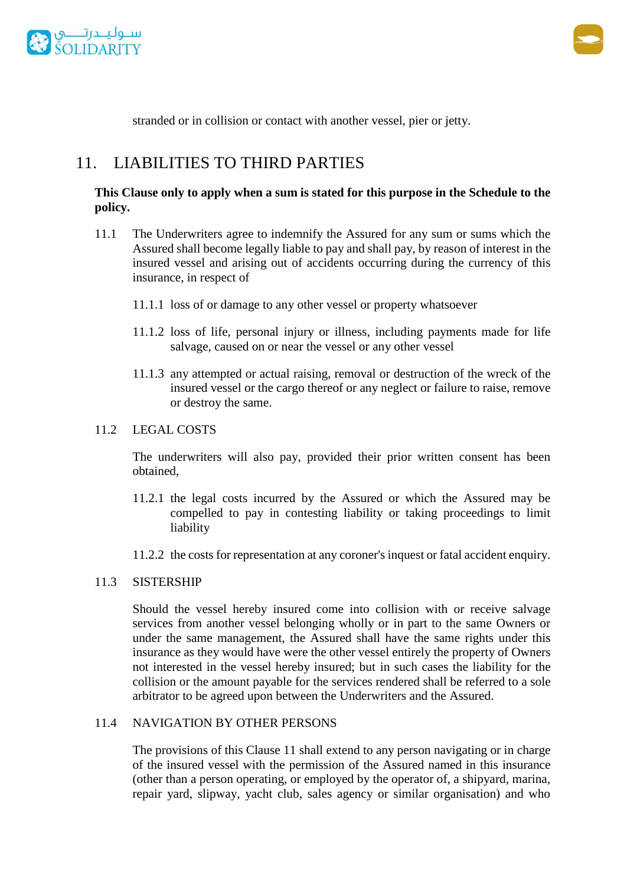stranded or in collision or contact with another vessel, pier or jetty.

## 11. LIABILITIES TO THIRD PARTIES

**This Clause only to apply when a sum is stated for this purpose in the Schedule to the policy.**

11.1 The Underwriters agree to indemnify the Assured for any sum or sums which the Assured shall become legally liable to pay and shall pay, by reason of interest in the insured vessel and arising out of accidents occurring during the currency of this insurance, in respect of

11.1.1 loss of or damage to any other vessel or property whatsoever

11.1.2 loss of life, personal injury or illness, including payments made for life salvage, caused on or near the vessel or any other vessel

11.1.3 any attempted or actual raising, removal or destruction of the wreck of the insured vessel or the cargo thereof or any neglect or failure to raise, remove or destroy the same.

11.2 LEGAL COSTS

The underwriters will also pay, provided their prior written consent has been obtained,

11.2.1 the legal costs incurred by the Assured or which the Assured may be compelled to pay in contesting liability or taking proceedings to limit liability

11.2.2 the costs for representation at any coroner's inquest or fatal accident enquiry.

11.3 SISTERSHIP

Should the vessel hereby insured come into collision with or receive salvage services from another vessel belonging wholly or in part to the same Owners or under the same management, the Assured shall have the same rights under this insurance as they would have were the other vessel entirely the property of Owners not interested in the vessel hereby insured; but in such cases the liability for the collision or the amount payable for the services rendered shall be referred to a sole arbitrator to be agreed upon between the Underwriters and the Assured.

11.4 NAVIGATION BY OTHER PERSONS

The provisions of this Clause 11 shall extend to any person navigating or in charge of the insured vessel with the permission of the Assured named in this insurance (other than a person operating, or employed by the operator of, a shipyard, marina, repair yard, slipway, yacht club, sales agency or similar organisation) and who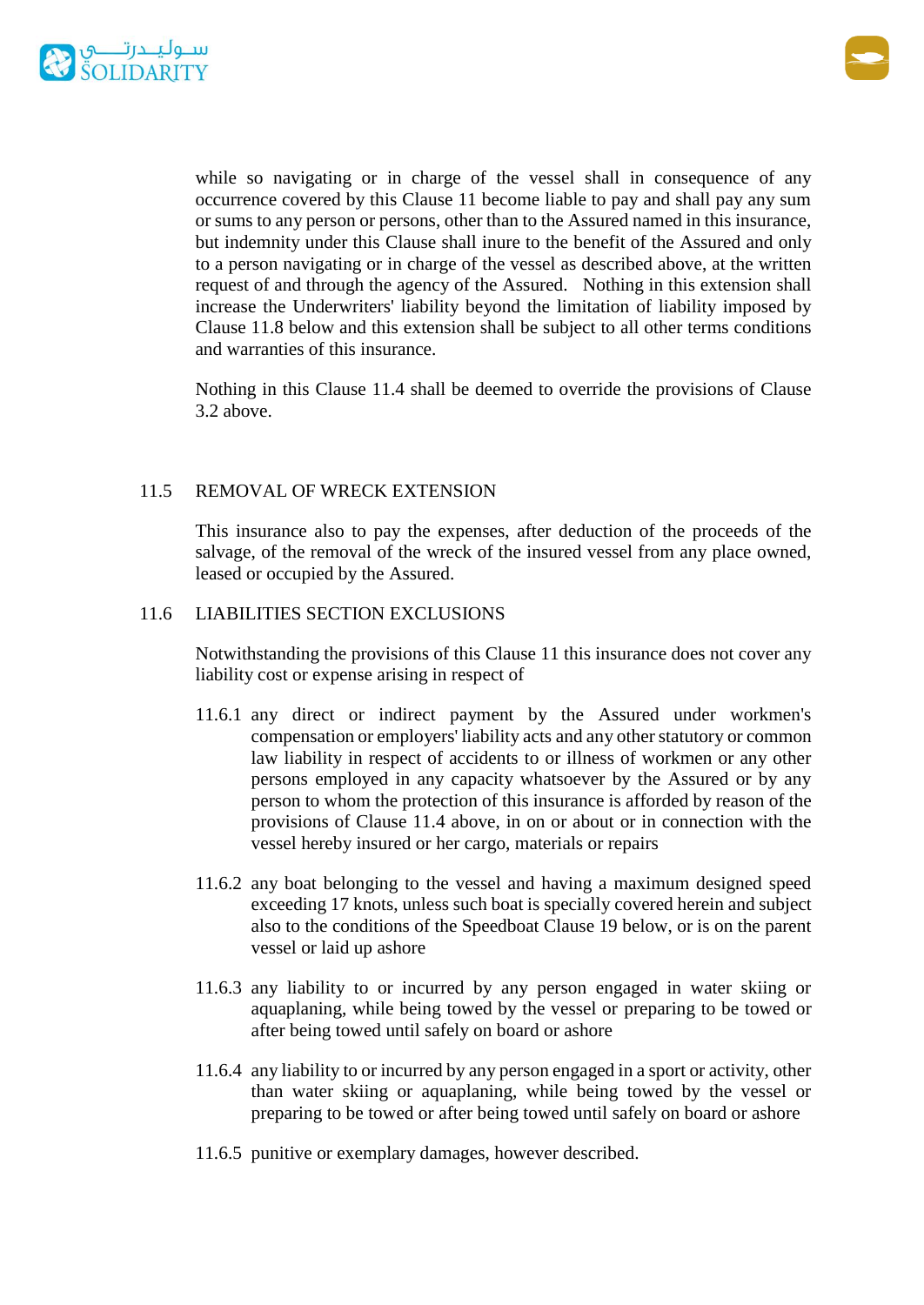while so navigating or in charge of the vessel shall in consequence of any occurrence covered by this Clause 11 become liable to pay and shall pay any sum or sums to any person or persons, other than to the Assured named in this insurance, but indemnity under this Clause shall inure to the benefit of the Assured and only to a person navigating or in charge of the vessel as described above, at the written request of and through the agency of the Assured. Nothing in this extension shall increase the Underwriters' liability beyond the limitation of liability imposed by Clause 11.8 below and this extension shall be subject to all other terms conditions and warranties of this insurance.

Nothing in this Clause 11.4 shall be deemed to override the provisions of Clause 3.2 above.

### 11.5 REMOVAL OF WRECK EXTENSION

This insurance also to pay the expenses, after deduction of the proceeds of the salvage, of the removal of the wreck of the insured vessel from any place owned, leased or occupied by the Assured.

### 11.6 LIABILITIES SECTION EXCLUSIONS

Notwithstanding the provisions of this Clause 11 this insurance does not cover any liability cost or expense arising in respect of

11.6.1 any direct or indirect payment by the Assured under workmen's compensation or employers' liability acts and any other statutory or common law liability in respect of accidents to or illness of workmen or any other persons employed in any capacity whatsoever by the Assured or by any person to whom the protection of this insurance is afforded by reason of the provisions of Clause 11.4 above, in on or about or in connection with the vessel hereby insured or her cargo, materials or repairs

11.6.2 any boat belonging to the vessel and having a maximum designed speed exceeding 17 knots, unless such boat is specially covered herein and subject also to the conditions of the Speedboat Clause 19 below, or is on the parent vessel or laid up ashore

11.6.3 any liability to or incurred by any person engaged in water skiing or aquaplaning, while being towed by the vessel or preparing to be towed or after being towed until safely on board or ashore

11.6.4 any liability to or incurred by any person engaged in a sport or activity, other than water skiing or aquaplaning, while being towed by the vessel or preparing to be towed or after being towed until safely on board or ashore

11.6.5 punitive or exemplary damages, however described.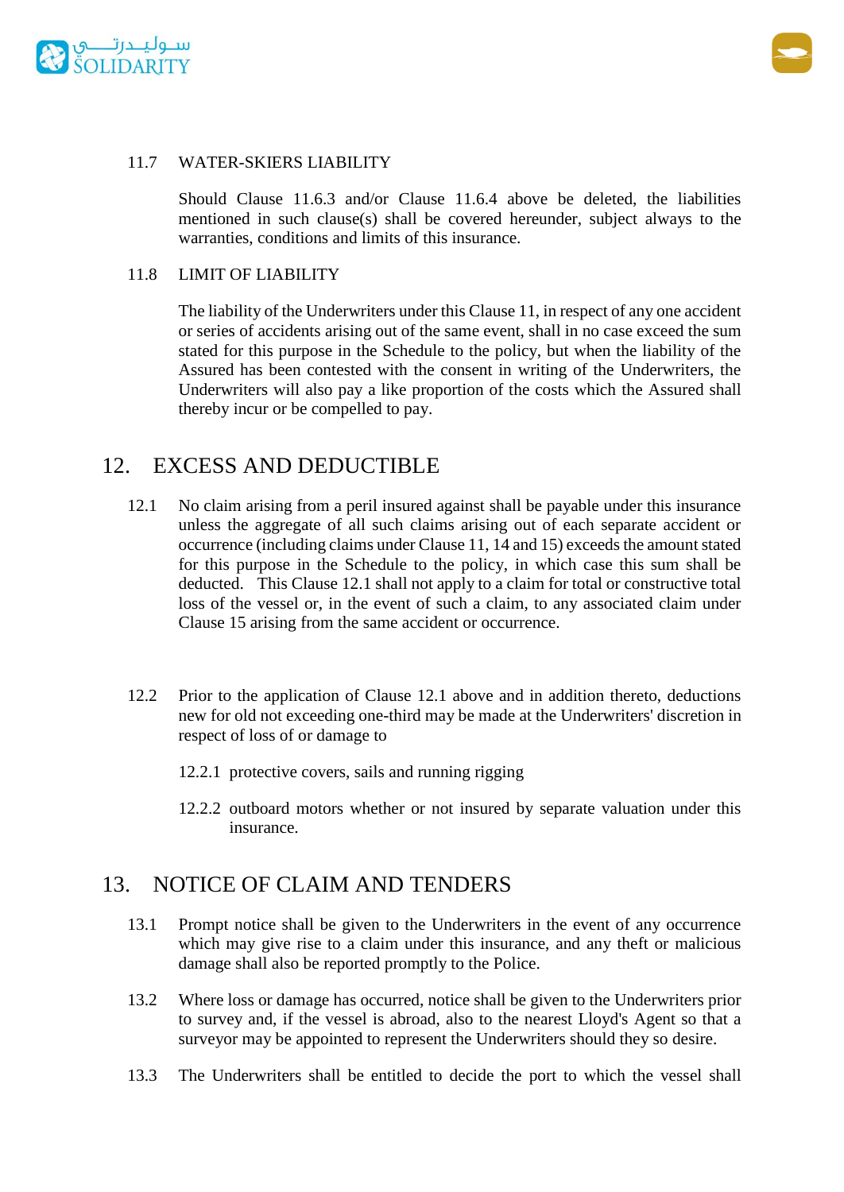11.7 WATER-SKIERS LIABILITY

Should Clause 11.6.3 and/or Clause 11.6.4 above be deleted, the liabilities mentioned in such clause(s) shall be covered hereunder, subject always to the warranties, conditions and limits of this insurance.

11.8 LIMIT OF LIABILITY

The liability of the Underwriters under this Clause 11, in respect of any one accident or series of accidents arising out of the same event, shall in no case exceed the sum stated for this purpose in the Schedule to the policy, but when the liability of the Assured has been contested with the consent in writing of the Underwriters, the Underwriters will also pay a like proportion of the costs which the Assured shall thereby incur or be compelled to pay.

## 12. EXCESS AND DEDUCTIBLE

12.1 No claim arising from a peril insured against shall be payable under this insurance unless the aggregate of all such claims arising out of each separate accident or occurrence (including claims under Clause 11, 14 and 15) exceeds the amount stated for this purpose in the Schedule to the policy, in which case this sum shall be deducted. This Clause 12.1 shall not apply to a claim for total or constructive total loss of the vessel or, in the event of such a claim, to any associated claim under Clause 15 arising from the same accident or occurrence.

12.2 Prior to the application of Clause 12.1 above and in addition thereto, deductions new for old not exceeding one-third may be made at the Underwriters' discretion in respect of loss of or damage to

12.2.1 protective covers, sails and running rigging

12.2.2 outboard motors whether or not insured by separate valuation under this insurance.

## 13. NOTICE OF CLAIM AND TENDERS

13.1 Prompt notice shall be given to the Underwriters in the event of any occurrence which may give rise to a claim under this insurance, and any theft or malicious damage shall also be reported promptly to the Police.

13.2 Where loss or damage has occurred, notice shall be given to the Underwriters prior to survey and, if the vessel is abroad, also to the nearest Lloyd's Agent so that a surveyor may be appointed to represent the Underwriters should they so desire.

13.3 The Underwriters shall be entitled to decide the port to which the vessel shall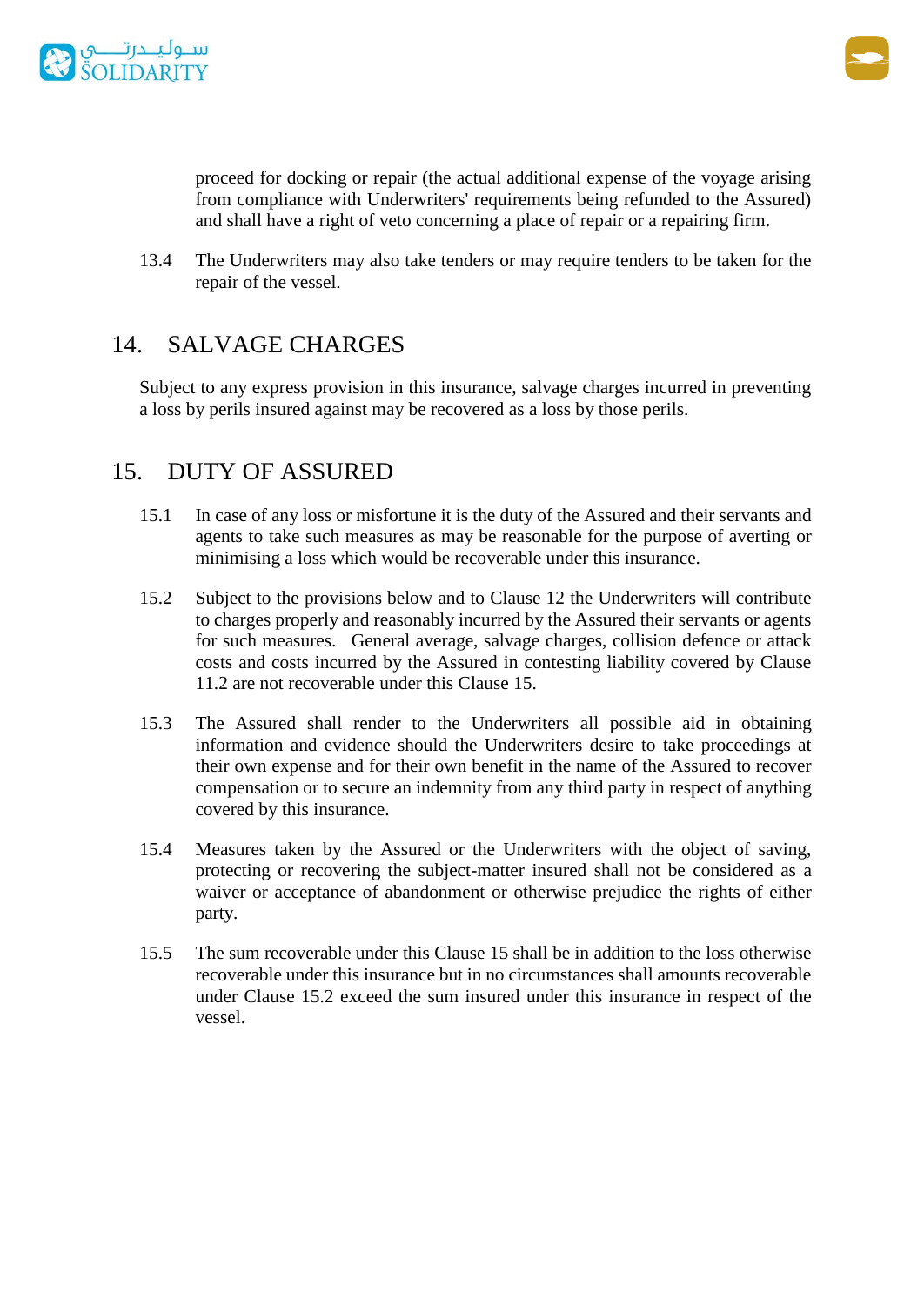proceed for docking or repair (the actual additional expense of the voyage arising from compliance with Underwriters' requirements being refunded to the Assured) and shall have a right of veto concerning a place of repair or a repairing firm.

13.4 The Underwriters may also take tenders or may require tenders to be taken for the repair of the vessel.

## 14. SALVAGE CHARGES

Subject to any express provision in this insurance, salvage charges incurred in preventing a loss by perils insured against may be recovered as a loss by those perils.

## 15. DUTY OF ASSURED

15.1 In case of any loss or misfortune it is the duty of the Assured and their servants and agents to take such measures as may be reasonable for the purpose of averting or minimising a loss which would be recoverable under this insurance.

15.2 Subject to the provisions below and to Clause 12 the Underwriters will contribute to charges properly and reasonably incurred by the Assured their servants or agents for such measures. General average, salvage charges, collision defence or attack costs and costs incurred by the Assured in contesting liability covered by Clause 11.2 are not recoverable under this Clause 15.

15.3 The Assured shall render to the Underwriters all possible aid in obtaining information and evidence should the Underwriters desire to take proceedings at their own expense and for their own benefit in the name of the Assured to recover compensation or to secure an indemnity from any third party in respect of anything covered by this insurance.

15.4 Measures taken by the Assured or the Underwriters with the object of saving, protecting or recovering the subject-matter insured shall not be considered as a waiver or acceptance of abandonment or otherwise prejudice the rights of either party.

15.5 The sum recoverable under this Clause 15 shall be in addition to the loss otherwise recoverable under this insurance but in no circumstances shall amounts recoverable under Clause 15.2 exceed the sum insured under this insurance in respect of the vessel.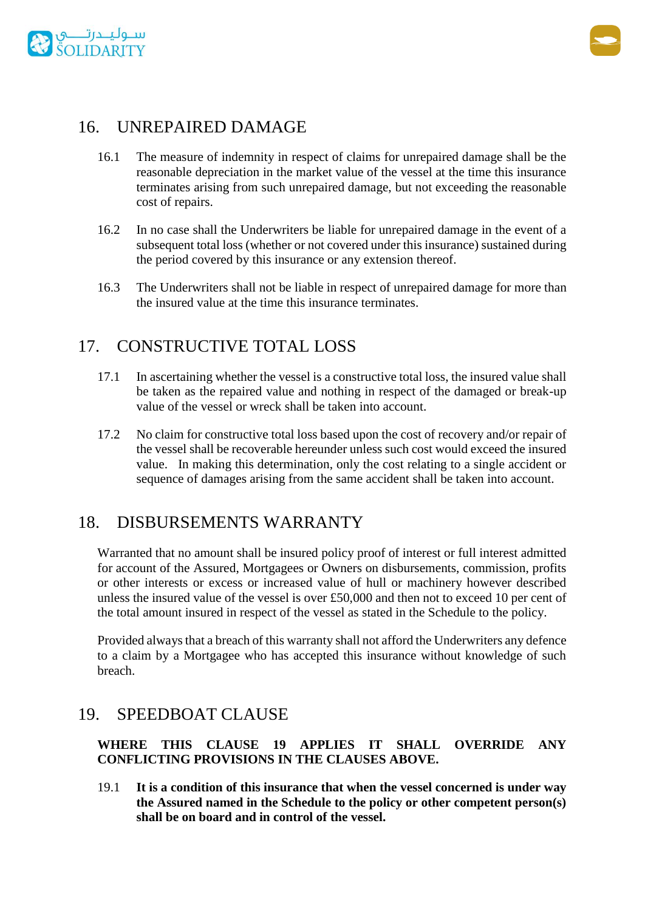## 16. UNREPAIRED DAMAGE

16.1 The measure of indemnity in respect of claims for unrepaired damage shall be the reasonable depreciation in the market value of the vessel at the time this insurance terminates arising from such unrepaired damage, but not exceeding the reasonable cost of repairs.

16.2 In no case shall the Underwriters be liable for unrepaired damage in the event of a subsequent total loss (whether or not covered under this insurance) sustained during the period covered by this insurance or any extension thereof.

16.3 The Underwriters shall not be liable in respect of unrepaired damage for more than the insured value at the time this insurance terminates.

## 17. CONSTRUCTIVE TOTAL LOSS

17.1 In ascertaining whether the vessel is a constructive total loss, the insured value shall be taken as the repaired value and nothing in respect of the damaged or break-up value of the vessel or wreck shall be taken into account.

17.2 No claim for constructive total loss based upon the cost of recovery and/or repair of the vessel shall be recoverable hereunder unless such cost would exceed the insured value. In making this determination, only the cost relating to a single accident or sequence of damages arising from the same accident shall be taken into account.

## 18. DISBURSEMENTS WARRANTY

Warranted that no amount shall be insured policy proof of interest or full interest admitted for account of the Assured, Mortgagees or Owners on disbursements, commission, profits or other interests or excess or increased value of hull or machinery however described unless the insured value of the vessel is over £50,000 and then not to exceed 10 per cent of the total amount insured in respect of the vessel as stated in the Schedule to the policy.

Provided always that a breach of this warranty shall not afford the Underwriters any defence to a claim by a Mortgagee who has accepted this insurance without knowledge of such breach.

## 19. SPEEDBOAT CLAUSE

**WHERE THIS CLAUSE 19 APPLIES IT SHALL OVERRIDE ANY CONFLICTING PROVISIONS IN THE CLAUSES ABOVE.**

19.1 **It is a condition of this insurance that when the vessel concerned is under way the Assured named in the Schedule to the policy or other competent person(s) shall be on board and in control of the vessel.**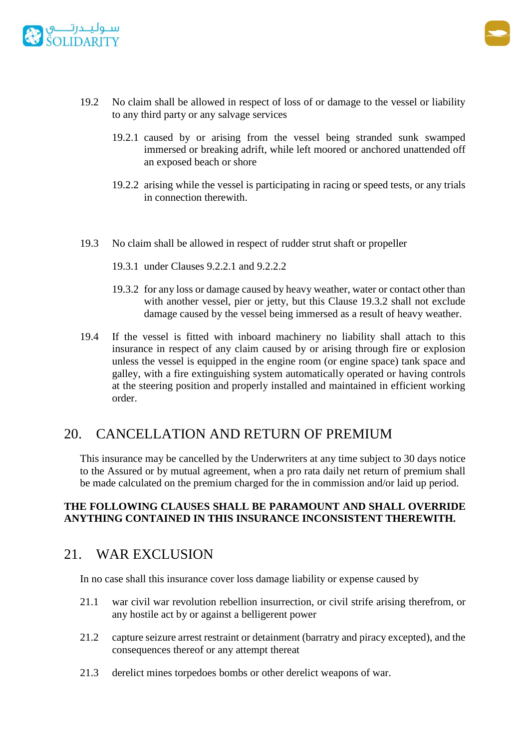19.2 No claim shall be allowed in respect of loss of or damage to the vessel or liability to any third party or any salvage services

19.2.1 caused by or arising from the vessel being stranded sunk swamped immersed or breaking adrift, while left moored or anchored unattended off an exposed beach or shore

19.2.2 arising while the vessel is participating in racing or speed tests, or any trials in connection therewith.

19.3 No claim shall be allowed in respect of rudder strut shaft or propeller

19.3.1 under Clauses 9.2.2.1 and 9.2.2.2

19.3.2 for any loss or damage caused by heavy weather, water or contact other than with another vessel, pier or jetty, but this Clause 19.3.2 shall not exclude damage caused by the vessel being immersed as a result of heavy weather.

19.4 If the vessel is fitted with inboard machinery no liability shall attach to this insurance in respect of any claim caused by or arising through fire or explosion unless the vessel is equipped in the engine room (or engine space) tank space and galley, with a fire extinguishing system automatically operated or having controls at the steering position and properly installed and maintained in efficient working order.

## 20. CANCELLATION AND RETURN OF PREMIUM

This insurance may be cancelled by the Underwriters at any time subject to 30 days notice to the Assured or by mutual agreement, when a pro rata daily net return of premium shall be made calculated on the premium charged for the in commission and/or laid up period.

**THE FOLLOWING CLAUSES SHALL BE PARAMOUNT AND SHALL OVERRIDE ANYTHING CONTAINED IN THIS INSURANCE INCONSISTENT THEREWITH.**

## 21. WAR EXCLUSION

In no case shall this insurance cover loss damage liability or expense caused by

21.1 war civil war revolution rebellion insurrection, or civil strife arising therefrom, or any hostile act by or against a belligerent power

21.2 capture seizure arrest restraint or detainment (barratry and piracy excepted), and the consequences thereof or any attempt thereat

21.3 derelict mines torpedoes bombs or other derelict weapons of war.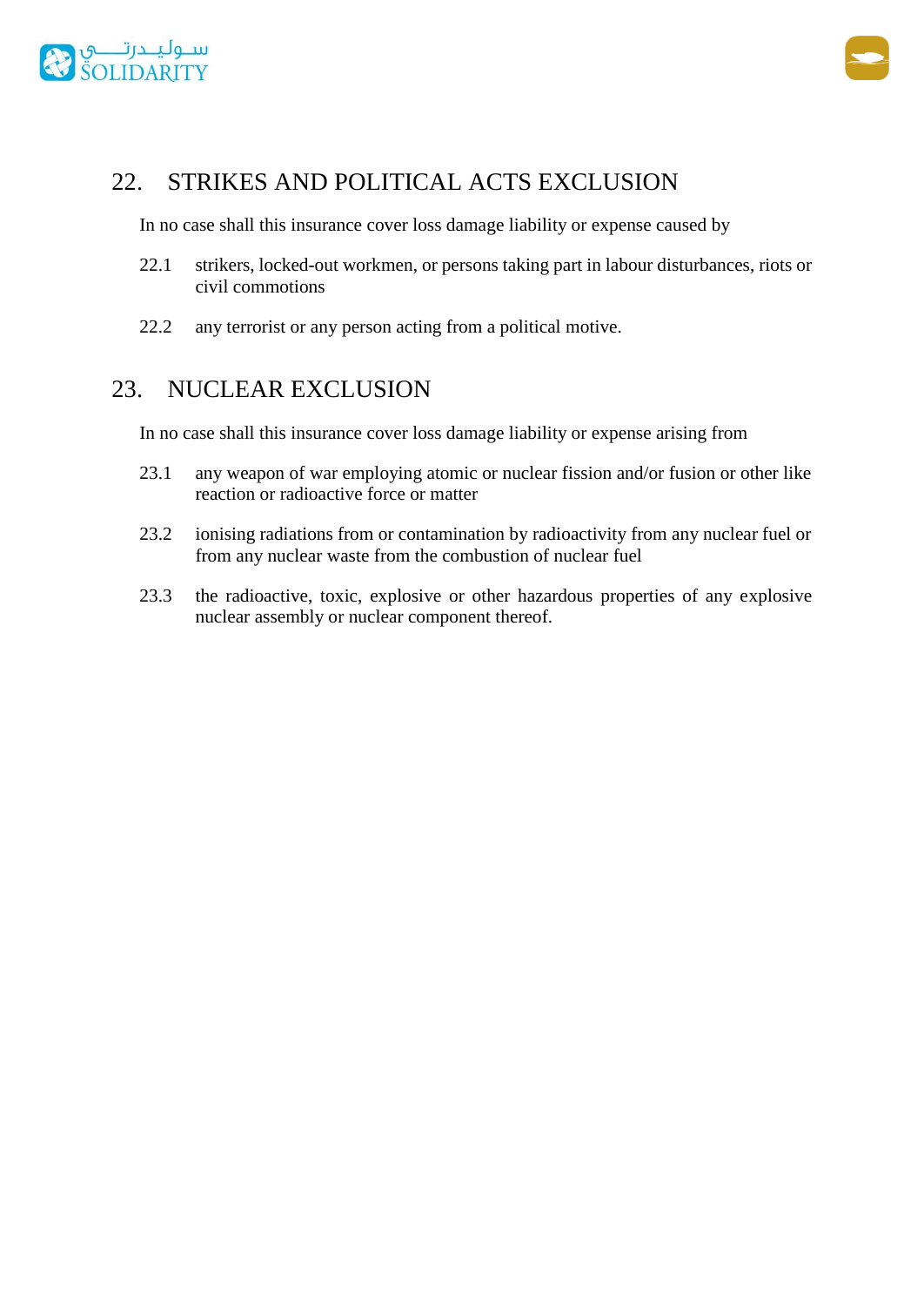## 22. STRIKES AND POLITICAL ACTS EXCLUSION

In no case shall this insurance cover loss damage liability or expense caused by

22.1 strikers, locked-out workmen, or persons taking part in labour disturbances, riots or civil commotions

22.2 any terrorist or any person acting from a political motive.

## 23. NUCLEAR EXCLUSION

In no case shall this insurance cover loss damage liability or expense arising from

23.1 any weapon of war employing atomic or nuclear fission and/or fusion or other like reaction or radioactive force or matter

23.2 ionising radiations from or contamination by radioactivity from any nuclear fuel or from any nuclear waste from the combustion of nuclear fuel

23.3 the radioactive, toxic, explosive or other hazardous properties of any explosive nuclear assembly or nuclear component thereof.